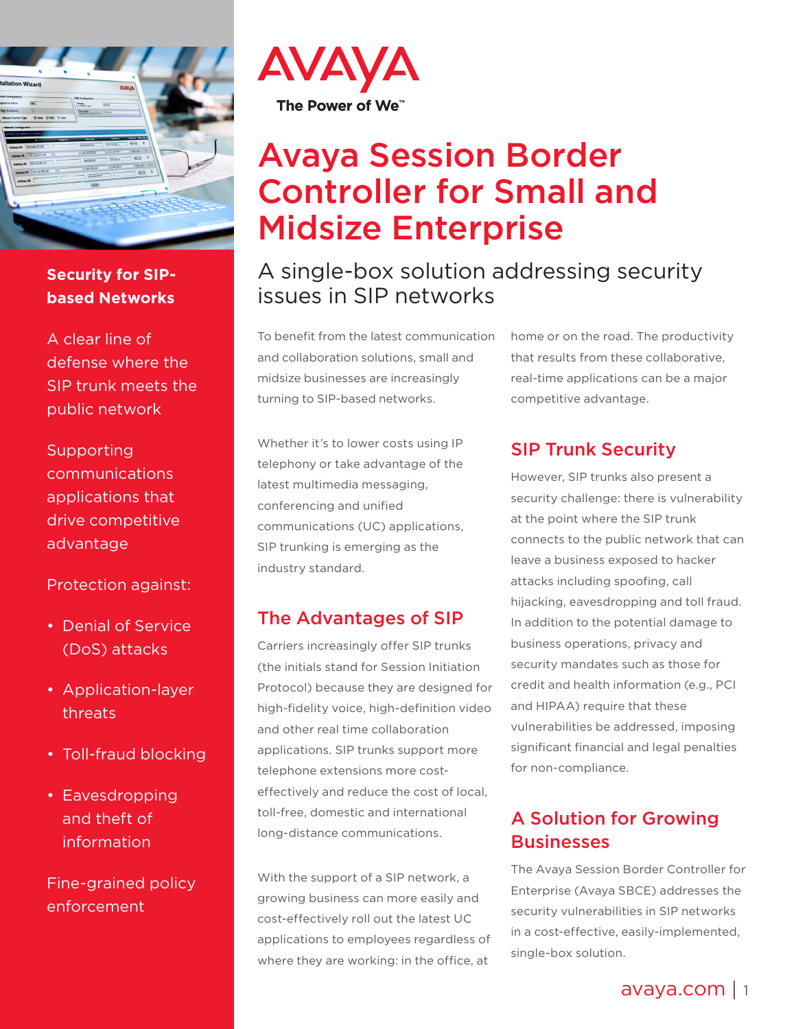AVAYA

The Power of We™

# Avaya Session Border Controller for Small and Midsize Enterprise

## A single-box solution addressing security issues in SIP networks

**Security for SIP-based Networks**

A clear line of defense where the SIP trunk meets the public network

Supporting communications applications that drive competitive advantage

Protection against:

- Denial of Service (DoS) attacks
- Application-layer threats
- Toll-fraud blocking
- Eavesdropping and theft of information

Fine-grained policy enforcement

To benefit from the latest communication and collaboration solutions, small and midsize businesses are increasingly turning to SIP-based networks.

Whether it's to lower costs using IP telephony or take advantage of the latest multimedia messaging, conferencing and unified communications (UC) applications, SIP trunking is emerging as the industry standard.

### The Advantages of SIP

Carriers increasingly offer SIP trunks (the initials stand for Session Initiation Protocol) because they are designed for high-fidelity voice, high-definition video and other real time collaboration applications. SIP trunks support more telephone extensions more cost-effectively and reduce the cost of local, toll-free, domestic and international long-distance communications.

With the support of a SIP network, a growing business can more easily and cost-effectively roll out the latest UC applications to employees regardless of where they are working: in the office, at home or on the road. The productivity that results from these collaborative, real-time applications can be a major competitive advantage.

### SIP Trunk Security

However, SIP trunks also present a security challenge: there is vulnerability at the point where the SIP trunk connects to the public network that can leave a business exposed to hacker attacks including spoofing, call hijacking, eavesdropping and toll fraud. In addition to the potential damage to business operations, privacy and security mandates such as those for credit and health information (e.g., PCI and HIPAA) require that these vulnerabilities be addressed, imposing significant financial and legal penalties for non-compliance.

### A Solution for Growing Businesses

The Avaya Session Border Controller for Enterprise (Avaya SBCE) addresses the security vulnerabilities in SIP networks in a cost-effective, easily-implemented, single-box solution.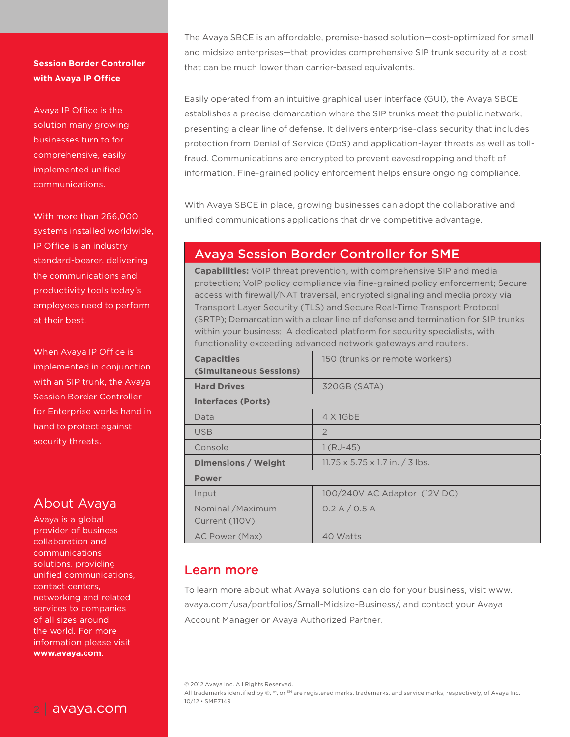**Session Border Controller with Avaya IP Office**

Avaya IP Office is the solution many growing businesses turn to for comprehensive, easily implemented unified communications.

With more than 266,000 systems installed worldwide, IP Office is an industry standard-bearer, delivering the communications and productivity tools today's employees need to perform at their best.

When Avaya IP Office is implemented in conjunction with an SIP trunk, the Avaya Session Border Controller for Enterprise works hand in hand to protect against security threats.

## About Avaya

Avaya is a global provider of business collaboration and communications solutions, providing unified communications, contact centers, networking and related services to companies of all sizes around the world. For more information please visit **www.avaya.com**.

The Avaya SBCE is an affordable, premise-based solution—cost-optimized for small and midsize enterprises—that provides comprehensive SIP trunk security at a cost that can be much lower than carrier-based equivalents.

Easily operated from an intuitive graphical user interface (GUI), the Avaya SBCE establishes a precise demarcation where the SIP trunks meet the public network, presenting a clear line of defense. It delivers enterprise-class security that includes protection from Denial of Service (DoS) and application-layer threats as well as toll-fraud. Communications are encrypted to prevent eavesdropping and theft of information. Fine-grained policy enforcement helps ensure ongoing compliance.

With Avaya SBCE in place, growing businesses can adopt the collaborative and unified communications applications that drive competitive advantage.

## Avaya Session Border Controller for SME

**Capabilities:** VoIP threat prevention, with comprehensive SIP and media protection; VoIP policy compliance via fine-grained policy enforcement; Secure access with firewall/NAT traversal, encrypted signaling and media proxy via Transport Layer Security (TLS) and Secure Real-Time Transport Protocol (SRTP); Demarcation with a clear line of defense and termination for SIP trunks within your business; A dedicated platform for security specialists, with functionality exceeding advanced network gateways and routers.

| | |
|---|---|
| **Capacities (Simultaneous Sessions)** | 150 (trunks or remote workers) |
| **Hard Drives** | 320GB (SATA) |
| **Interfaces (Ports)** | |
| Data | 4 X 1GbE |
| USB | 2 |
| Console | 1 (RJ-45) |
| **Dimensions / Weight** | 11.75 x 5.75 x 1.7 in. / 3 lbs. |
| **Power** | |
| Input | 100/240V AC Adaptor (12V DC) |
| Nominal /Maximum Current (110V) | 0.2 A / 0.5 A |
| AC Power (Max) | 40 Watts |

## Learn more

To learn more about what Avaya solutions can do for your business, visit www.avaya.com/usa/portfolios/Small-Midsize-Business/, and contact your Avaya Account Manager or Avaya Authorized Partner.

© 2012 Avaya Inc. All Rights Reserved.
All trademarks identified by ®, ™, or SM are registered marks, trademarks, and service marks, respectively, of Avaya Inc.
10/12 • SME7149